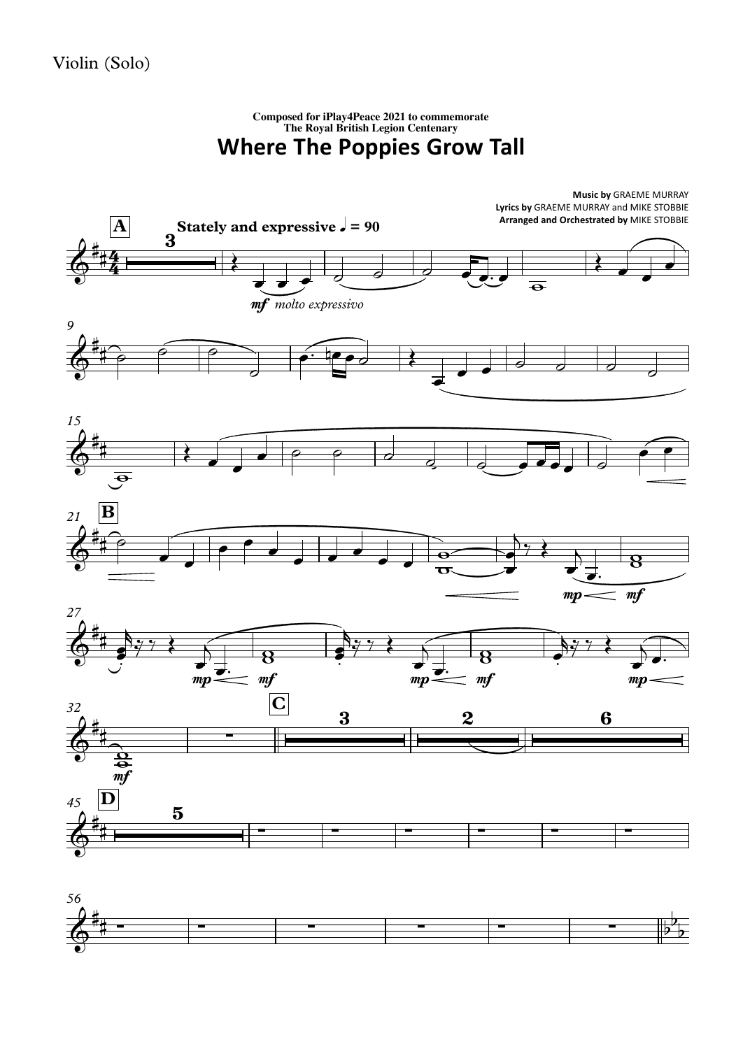Violin (Solo)

**Composed for iPlay4Peace 2021 to commemorate**
**The Royal British Legion Centenary**

# Where The Poppies Grow Tall

**Music by** GRAEME MURRAY
**Lyrics by** GRAEME MURRAY and MIKE STOBBIE
**Arranged and Orchestrated by** MIKE STOBBIE